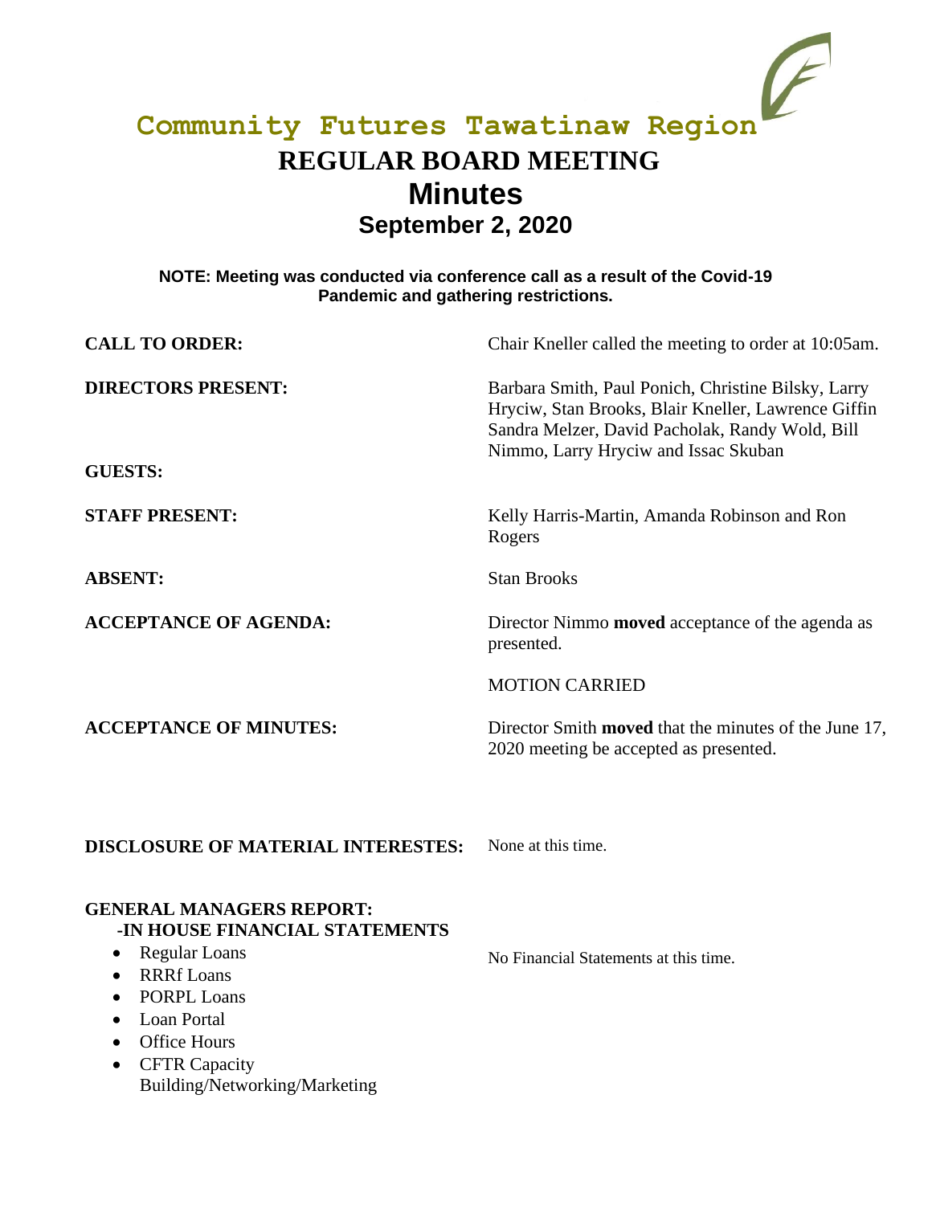**Community Futures Tawatinaw Region**

# REGULAR BOARD MEETING
# Minutes
## September 2, 2020

**NOTE: Meeting was conducted via conference call as a result of the Covid-19 Pandemic and gathering restrictions.**

**CALL TO ORDER:** Chair Kneller called the meeting to order at 10:05am.

**DIRECTORS PRESENT:** Barbara Smith, Paul Ponich, Christine Bilsky, Larry Hryciw, Stan Brooks, Blair Kneller, Lawrence Giffin Sandra Melzer, David Pacholak, Randy Wold, Bill Nimmo, Larry Hryciw and Issac Skuban

**GUESTS:**

**STAFF PRESENT:** Kelly Harris-Martin, Amanda Robinson and Ron Rogers

**ABSENT:** Stan Brooks

**ACCEPTANCE OF AGENDA:** Director Nimmo **moved** acceptance of the agenda as presented.

MOTION CARRIED

**ACCEPTANCE OF MINUTES:** Director Smith **moved** that the minutes of the June 17, 2020 meeting be accepted as presented.

**DISCLOSURE OF MATERIAL INTERESTES:** None at this time.

**GENERAL MANAGERS REPORT:**
**-IN HOUSE FINANCIAL STATEMENTS**

- Regular Loans
- RRRf Loans
- PORPL Loans
- Loan Portal
- Office Hours
- CFTR Capacity Building/Networking/Marketing

No Financial Statements at this time.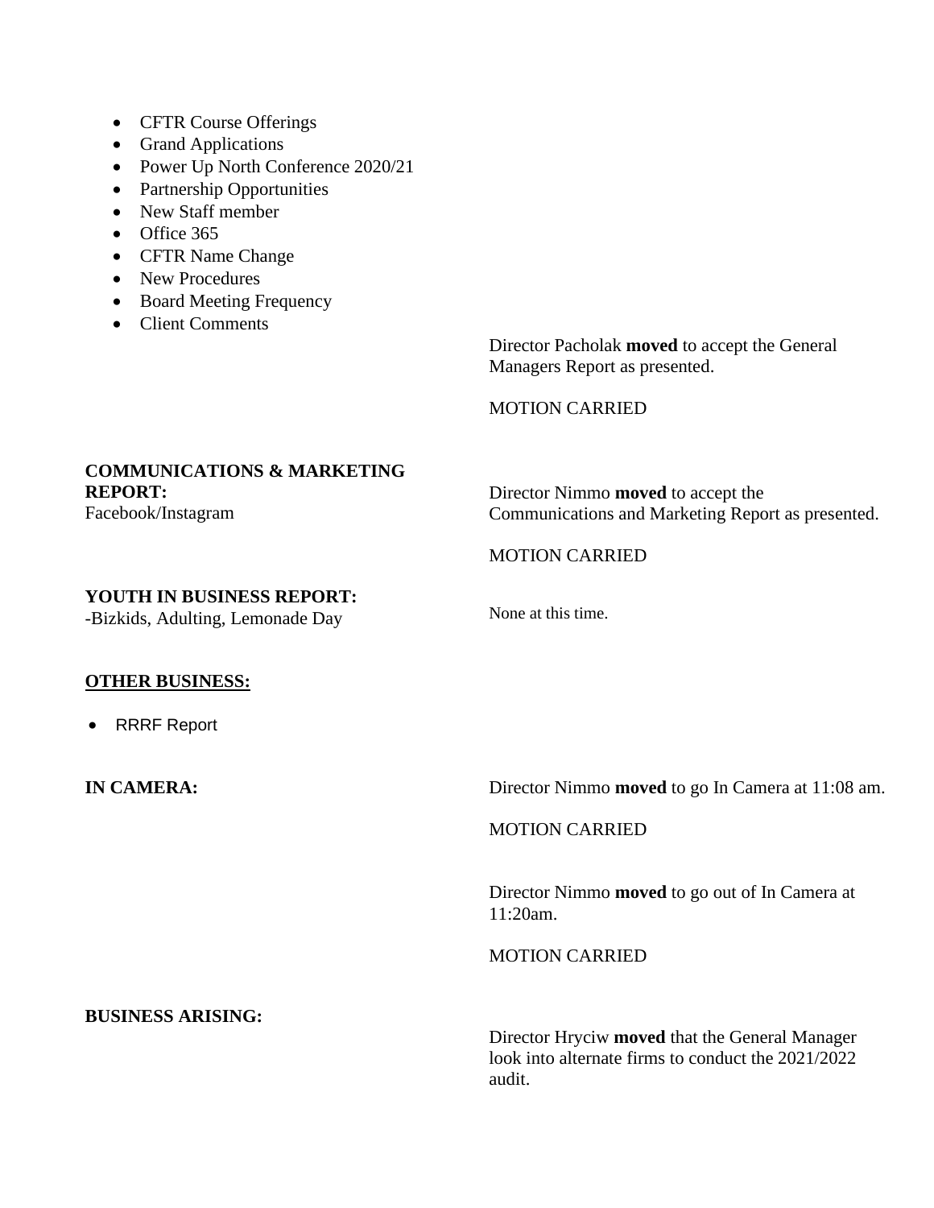- CFTR Course Offerings
- Grand Applications
- Power Up North Conference 2020/21
- Partnership Opportunities
- New Staff member
- Office 365
- CFTR Name Change
- New Procedures
- Board Meeting Frequency
- Client Comments

Director Pacholak **moved** to accept the General Managers Report as presented.

MOTION CARRIED

**COMMUNICATIONS & MARKETING REPORT:**
Facebook/Instagram

Director Nimmo **moved** to accept the Communications and Marketing Report as presented.

MOTION CARRIED

**YOUTH IN BUSINESS REPORT:**
-Bizkids, Adulting, Lemonade Day

None at this time.

**OTHER BUSINESS:**

- RRRF Report

**IN CAMERA:**

Director Nimmo **moved** to go In Camera at 11:08 am.

MOTION CARRIED

Director Nimmo **moved** to go out of In Camera at 11:20am.

MOTION CARRIED

**BUSINESS ARISING:**

Director Hryciw **moved** that the General Manager look into alternate firms to conduct the 2021/2022 audit.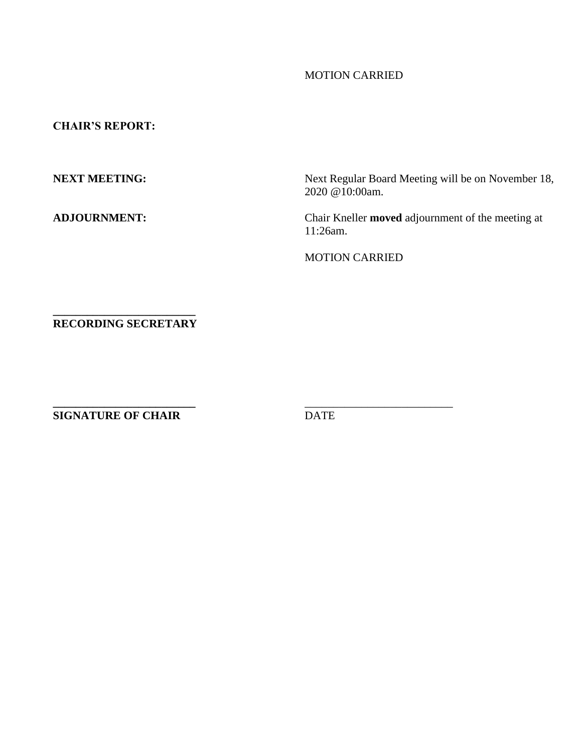MOTION CARRIED

**CHAIR'S REPORT:**

**NEXT MEETING:** Next Regular Board Meeting will be on November 18, 2020 @10:00am.

**ADJOURNMENT:** Chair Kneller **moved** adjournment of the meeting at 11:26am.

MOTION CARRIED

________________________
**RECORDING SECRETARY**

________________________
**SIGNATURE OF CHAIR**

________________________
DATE